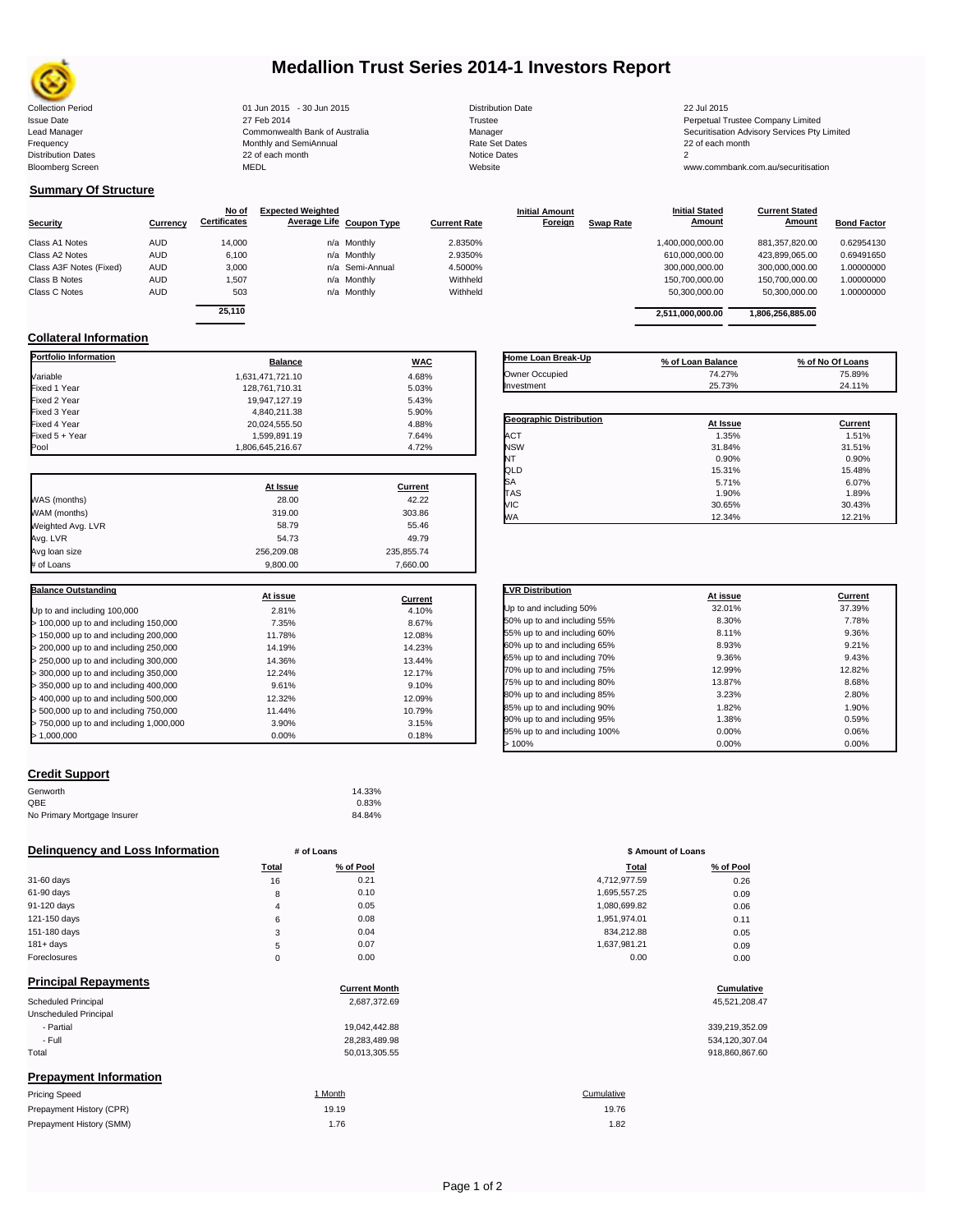# Medallion Trust Series 2014-1 Investors Report

| | | | |
|---|---|---|---|
| Collection Period | 01 Jun 2015 - 30 Jun 2015 | Distribution Date | 22 Jul 2015 |
| Issue Date | 27 Feb 2014 | Trustee | Perpetual Trustee Company Limited |
| Lead Manager | Commonwealth Bank of Australia | Manager | Securitisation Advisory Services Pty Limited |
| Frequency | Monthly and SemiAnnual | Rate Set Dates | 22 of each month |
| Distribution Dates | 22 of each month | Notice Dates | 2 |
| Bloomberg Screen | MEDL | Website | www.commbank.com.au/securitisation |

## Summary Of Structure

| Security | Currency | No of Certificates | Expected Weighted Average Life | Coupon Type | Current Rate | Initial Amount Foreign | Swap Rate | Initial Stated Amount | Current Stated Amount | Bond Factor |
|---|---|---|---|---|---|---|---|---|---|---|
| Class A1 Notes | AUD | 14,000 | n/a | Monthly | 2.8350% | | | 1,400,000,000.00 | 881,357,820.00 | 0.62954130 |
| Class A2 Notes | AUD | 6,100 | n/a | Monthly | 2.9350% | | | 610,000,000.00 | 423,899,065.00 | 0.69491650 |
| Class A3F Notes (Fixed) | AUD | 3,000 | n/a | Semi-Annual | 4.5000% | | | 300,000,000.00 | 300,000,000.00 | 1.00000000 |
| Class B Notes | AUD | 1,507 | n/a | Monthly | Withheld | | | 150,700,000.00 | 150,700,000.00 | 1.00000000 |
| Class C Notes | AUD | 503 | n/a | Monthly | Withheld | | | 50,300,000.00 | 50,300,000.00 | 1.00000000 |
| | | 25,110 | | | | | | 2,511,000,000.00 | 1,806,256,885.00 | |

## Collateral Information

| Portfolio Information | Balance | WAC |
|---|---|---|
| Variable | 1,631,471,721.10 | 4.68% |
| Fixed 1 Year | 128,761,710.31 | 5.03% |
| Fixed 2 Year | 19,947,127.19 | 5.43% |
| Fixed 3 Year | 4,840,211.38 | 5.90% |
| Fixed 4 Year | 20,024,555.50 | 4.88% |
| Fixed 5 + Year | 1,599,891.19 | 7.64% |
| Pool | 1,806,645,216.67 | 4.72% |

| Home Loan Break-Up | % of Loan Balance | % of No Of Loans |
|---|---|---|
| Owner Occupied | 74.27% | 75.89% |
| Investment | 25.73% | 24.11% |

| Geographic Distribution | At Issue | Current |
|---|---|---|
| ACT | 1.35% | 1.51% |
| NSW | 31.84% | 31.51% |
| NT | 0.90% | 0.90% |
| QLD | 15.31% | 15.48% |
| SA | 5.71% | 6.07% |
| TAS | 1.90% | 1.89% |
| VIC | 30.65% | 30.43% |
| WA | 12.34% | 12.21% |

| | At Issue | Current |
|---|---|---|
| WAS (months) | 28.00 | 42.22 |
| WAM (months) | 319.00 | 303.86 |
| Weighted Avg. LVR | 58.79 | 55.46 |
| Avg. LVR | 54.73 | 49.79 |
| Avg loan size | 256,209.08 | 235,855.74 |
| # of Loans | 9,800.00 | 7,660.00 |

| Balance Outstanding | At issue | Current |
|---|---|---|
| Up to and including 100,000 | 2.81% | 4.10% |
| > 100,000 up to and including 150,000 | 7.35% | 8.67% |
| > 150,000 up to and including 200,000 | 11.78% | 12.08% |
| > 200,000 up to and including 250,000 | 14.19% | 14.23% |
| > 250,000 up to and including 300,000 | 14.36% | 13.44% |
| > 300,000 up to and including 350,000 | 12.24% | 12.17% |
| > 350,000 up to and including 400,000 | 9.61% | 9.10% |
| > 400,000 up to and including 500,000 | 12.32% | 12.09% |
| > 500,000 up to and including 750,000 | 11.44% | 10.79% |
| > 750,000 up to and including 1,000,000 | 3.90% | 3.15% |
| > 1,000,000 | 0.00% | 0.18% |

| LVR Distribution | At issue | Current |
|---|---|---|
| Up to and including 50% | 32.01% | 37.39% |
| 50% up to and including 55% | 8.30% | 7.78% |
| 55% up to and including 60% | 8.11% | 9.36% |
| 60% up to and including 65% | 8.93% | 9.21% |
| 65% up to and including 70% | 9.36% | 9.43% |
| 70% up to and including 75% | 12.99% | 12.82% |
| 75% up to and including 80% | 13.87% | 8.68% |
| 80% up to and including 85% | 3.23% | 2.80% |
| 85% up to and including 90% | 1.82% | 1.90% |
| 90% up to and including 95% | 1.38% | 0.59% |
| 95% up to and including 100% | 0.00% | 0.06% |
| > 100% | 0.00% | 0.00% |

## Credit Support

| | |
|---|---|
| Genworth | 14.33% |
| QBE | 0.83% |
| No Primary Mortgage Insurer | 84.84% |

## Delinquency and Loss Information

| | # of Loans Total | # of Loans % of Pool | \$ Amount of Loans Total | \$ Amount of Loans % of Pool |
|---|---|---|---|---|
| 31-60 days | 16 | 0.21 | 4,712,977.59 | 0.26 |
| 61-90 days | 8 | 0.10 | 1,695,557.25 | 0.09 |
| 91-120 days | 4 | 0.05 | 1,080,699.82 | 0.06 |
| 121-150 days | 6 | 0.08 | 1,951,974.01 | 0.11 |
| 151-180 days | 3 | 0.04 | 834,212.88 | 0.05 |
| 181+ days | 5 | 0.07 | 1,637,981.21 | 0.09 |
| Foreclosures | 0 | 0.00 | 0.00 | 0.00 |

## Principal Repayments

| | Current Month | Cumulative |
|---|---|---|
| Scheduled Principal | 2,687,372.69 | 45,521,208.47 |
| Unscheduled Principal | | |
| - Partial | 19,042,442.88 | 339,219,352.09 |
| - Full | 28,283,489.98 | 534,120,307.04 |
| Total | 50,013,305.55 | 918,860,867.60 |

## Prepayment Information

| Pricing Speed | 1 Month | Cumulative |
|---|---|---|
| Prepayment History (CPR) | 19.19 | 19.76 |
| Prepayment History (SMM) | 1.76 | 1.82 |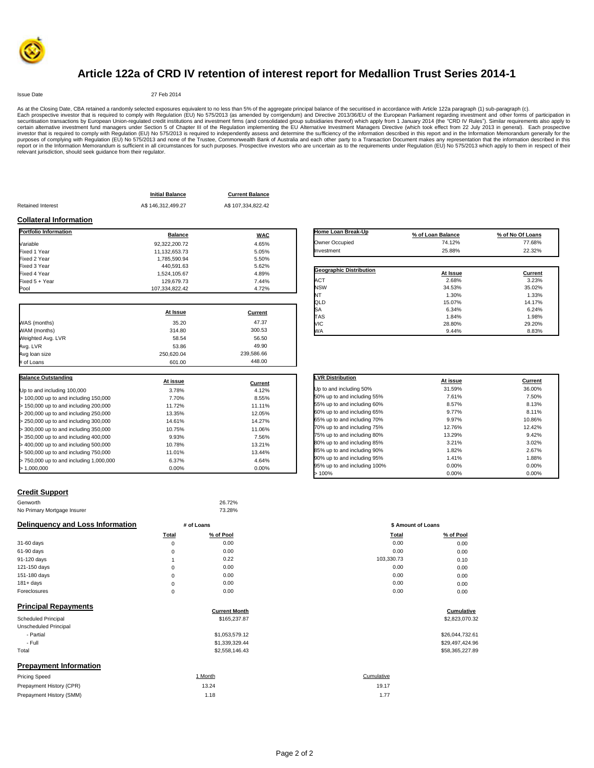# Article 122a of CRD IV retention of interest report for Medallion Trust Series 2014-1

Issue Date 27 Feb 2014

As at the Closing Date, CBA retained a randomly selected exposures equivalent to no less than 5% of the aggregate principal balance of the securitised in accordance with Article 122a paragraph (1) sub-paragraph (c). Each prospective investor that is required to comply with Regulation (EU) No 575/2013 (as amended by corrigendum) and Directive 2013/36/EU of the European Parliament regarding investment and other forms of participation in securitisation transactions by European Union-regulated credit institutions and investment firms (and consolidated group subsidiaries thereof) which apply from 1 January 2014 (the "CRD IV Rules"). Similar requirements also apply to certain alternative investment fund managers under Section 5 of Chapter III of the Regulation implementing the EU Alternative Investment Managers Directive (which took effect from 22 July 2013 in general). Each prospective investor that is required to comply with Regulation (EU) No 575/2013 is required to independently assess and determine the sufficiency of the information described in this report and in the Information Memorandum generally for the purposes of complying with Regulation (EU) No 575/2013 and none of the Trustee, Commonwealth Bank of Australia and each other party to a Transaction Document makes any representation that the information described in this report or in the Information Memorandum is sufficient in all circumstances for such purposes. Prospective investors who are uncertain as to the requirements under Regulation (EU) No 575/2013 which apply to them in respect of their relevant jurisdiction, should seek guidance from their regulator.

| | Initial Balance | Current Balance |
|---|---|---|
| Retained Interest | A$ 146,312,499.27 | A$ 107,334,822.42 |

## Collateral Information

| Portfolio Information | Balance | WAC |
|---|---|---|
| Variable | 92,322,200.72 | 4.65% |
| Fixed 1 Year | 11,132,653.73 | 5.05% |
| Fixed 2 Year | 1,785,590.94 | 5.50% |
| Fixed 3 Year | 440,591.63 | 5.62% |
| Fixed 4 Year | 1,524,105.67 | 4.89% |
| Fixed 5 + Year | 129,679.73 | 7.44% |
| Pool | 107,334,822.42 | 4.72% |

| | At Issue | Current |
|---|---|---|
| WAS (months) | 35.20 | 47.37 |
| WAM (months) | 314.80 | 300.53 |
| Weighted Avg. LVR | 58.54 | 56.50 |
| Avg. LVR | 53.86 | 49.90 |
| Avg loan size | 250,620.04 | 239,586.66 |
| # of Loans | 601.00 | 448.00 |

| Balance Outstanding | At issue | Current |
|---|---|---|
| Up to and including 100,000 | 3.78% | 4.12% |
| > 100,000 up to and including 150,000 | 7.70% | 8.55% |
| > 150,000 up to and including 200,000 | 11.72% | 11.11% |
| > 200,000 up to and including 250,000 | 13.35% | 12.05% |
| > 250,000 up to and including 300,000 | 14.61% | 14.27% |
| > 300,000 up to and including 350,000 | 10.75% | 11.06% |
| > 350,000 up to and including 400,000 | 9.93% | 7.56% |
| > 400,000 up to and including 500,000 | 10.78% | 13.21% |
| > 500,000 up to and including 750,000 | 11.01% | 13.44% |
| > 750,000 up to and including 1,000,000 | 6.37% | 4.64% |
| > 1,000,000 | 0.00% | 0.00% |

| Home Loan Break-Up | % of Loan Balance | % of No Of Loans |
|---|---|---|
| Owner Occupied | 74.12% | 77.68% |
| Investment | 25.88% | 22.32% |

| Geographic Distribution | At Issue | Current |
|---|---|---|
| ACT | 2.68% | 3.23% |
| NSW | 34.53% | 35.02% |
| NT | 1.30% | 1.33% |
| QLD | 15.07% | 14.17% |
| SA | 6.34% | 6.24% |
| TAS | 1.84% | 1.98% |
| VIC | 28.80% | 29.20% |
| WA | 9.44% | 8.83% |

| LVR Distribution | At issue | Current |
|---|---|---|
| Up to and including 50% | 31.59% | 36.00% |
| 50% up to and including 55% | 7.61% | 7.50% |
| 55% up to and including 60% | 8.57% | 8.13% |
| 60% up to and including 65% | 9.77% | 8.11% |
| 65% up to and including 70% | 9.97% | 10.86% |
| 70% up to and including 75% | 12.76% | 12.42% |
| 75% up to and including 80% | 13.29% | 9.42% |
| 80% up to and including 85% | 3.21% | 3.02% |
| 85% up to and including 90% | 1.82% | 2.67% |
| 90% up to and including 95% | 1.41% | 1.88% |
| 95% up to and including 100% | 0.00% | 0.00% |
| > 100% | 0.00% | 0.00% |

## Credit Support

| | |
|---|---|
| Genworth | 26.72% |
| No Primary Mortgage Insurer | 73.28% |

## Delinquency and Loss Information

| | # of Loans | | $ Amount of Loans | |
|---|---|---|---|---|
| | Total | % of Pool | Total | % of Pool |
| 31-60 days | 0 | 0.00 | 0.00 | 0.00 |
| 61-90 days | 0 | 0.00 | 0.00 | 0.00 |
| 91-120 days | 1 | 0.22 | 103,330.73 | 0.10 |
| 121-150 days | 0 | 0.00 | 0.00 | 0.00 |
| 151-180 days | 0 | 0.00 | 0.00 | 0.00 |
| 181+ days | 0 | 0.00 | 0.00 | 0.00 |
| Foreclosures | 0 | 0.00 | 0.00 | 0.00 |

## Principal Repayments

| | Current Month | Cumulative |
|---|---|---|
| Scheduled Principal | $165,237.87 | $2,823,070.32 |
| Unscheduled Principal | | |
| - Partial | $1,053,579.12 | $26,044,732.61 |
| - Full | $1,339,329.44 | $29,497,424.96 |
| Total | $2,558,146.43 | $58,365,227.89 |

## Prepayment Information

| Pricing Speed | 1 Month | Cumulative |
|---|---|---|
| Prepayment History (CPR) | 13.24 | 19.17 |
| Prepayment History (SMM) | 1.18 | 1.77 |